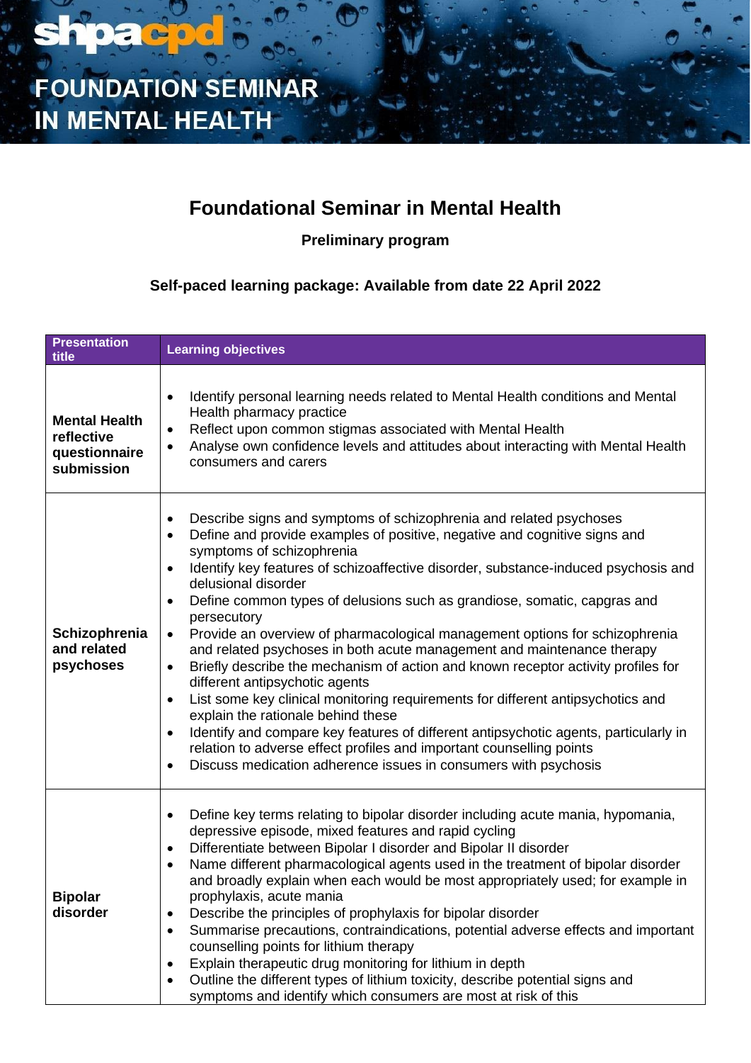# shpacpd FOUNDATION SEMINAR IN MENTAL HEALTH

## Foundational Seminar in Mental Health

**Preliminary program**

**Self-paced learning package: Available from date 22 April 2022**

| Presentation title | Learning objectives |
|---|---|
| **Mental Health reflective questionnaire submission** | • Identify personal learning needs related to Mental Health conditions and Mental Health pharmacy practice<br>• Reflect upon common stigmas associated with Mental Health<br>• Analyse own confidence levels and attitudes about interacting with Mental Health consumers and carers |
| **Schizophrenia and related psychoses** | • Describe signs and symptoms of schizophrenia and related psychoses<br>• Define and provide examples of positive, negative and cognitive signs and symptoms of schizophrenia<br>• Identify key features of schizoaffective disorder, substance-induced psychosis and delusional disorder<br>• Define common types of delusions such as grandiose, somatic, capgras and persecutory<br>• Provide an overview of pharmacological management options for schizophrenia and related psychoses in both acute management and maintenance therapy<br>• Briefly describe the mechanism of action and known receptor activity profiles for different antipsychotic agents<br>• List some key clinical monitoring requirements for different antipsychotics and explain the rationale behind these<br>• Identify and compare key features of different antipsychotic agents, particularly in relation to adverse effect profiles and important counselling points<br>• Discuss medication adherence issues in consumers with psychosis |
| **Bipolar disorder** | • Define key terms relating to bipolar disorder including acute mania, hypomania, depressive episode, mixed features and rapid cycling<br>• Differentiate between Bipolar I disorder and Bipolar II disorder<br>• Name different pharmacological agents used in the treatment of bipolar disorder and broadly explain when each would be most appropriately used; for example in prophylaxis, acute mania<br>• Describe the principles of prophylaxis for bipolar disorder<br>• Summarise precautions, contraindications, potential adverse effects and important counselling points for lithium therapy<br>• Explain therapeutic drug monitoring for lithium in depth<br>• Outline the different types of lithium toxicity, describe potential signs and symptoms and identify which consumers are most at risk of this |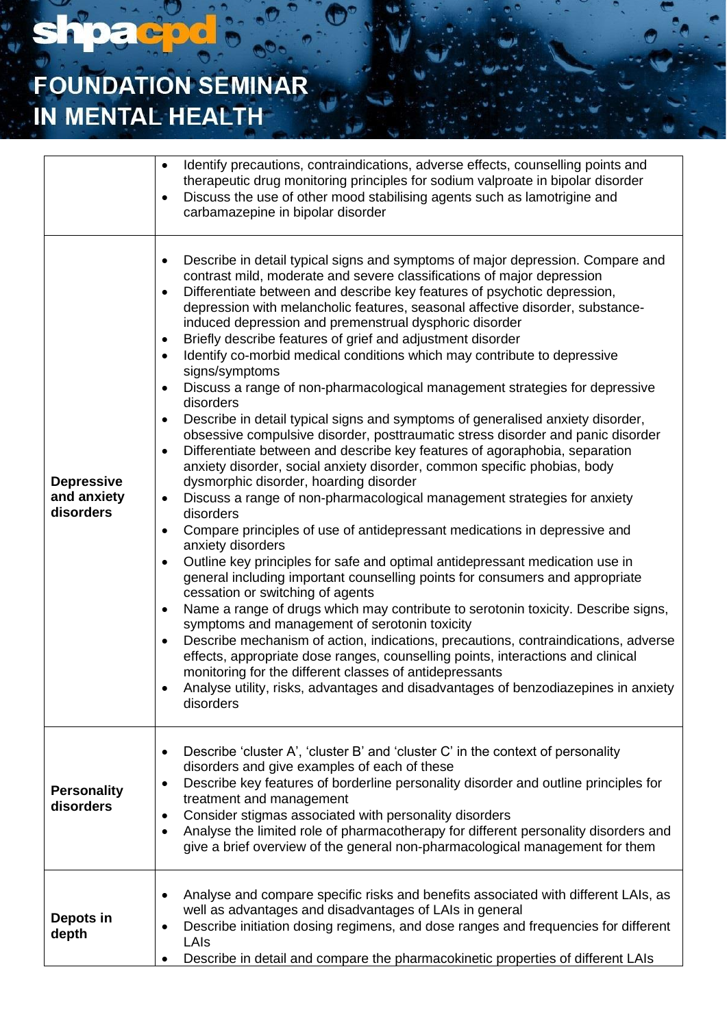| | |
|---|---|
| | • Identify precautions, contraindications, adverse effects, counselling points and therapeutic drug monitoring principles for sodium valproate in bipolar disorder<br>• Discuss the use of other mood stabilising agents such as lamotrigine and carbamazepine in bipolar disorder |
| **Depressive and anxiety disorders** | • Describe in detail typical signs and symptoms of major depression. Compare and contrast mild, moderate and severe classifications of major depression<br>• Differentiate between and describe key features of psychotic depression, depression with melancholic features, seasonal affective disorder, substance-induced depression and premenstrual dysphoric disorder<br>• Briefly describe features of grief and adjustment disorder<br>• Identify co-morbid medical conditions which may contribute to depressive signs/symptoms<br>• Discuss a range of non-pharmacological management strategies for depressive disorders<br>• Describe in detail typical signs and symptoms of generalised anxiety disorder, obsessive compulsive disorder, posttraumatic stress disorder and panic disorder<br>• Differentiate between and describe key features of agoraphobia, separation anxiety disorder, social anxiety disorder, common specific phobias, body dysmorphic disorder, hoarding disorder<br>• Discuss a range of non-pharmacological management strategies for anxiety disorders<br>• Compare principles of use of antidepressant medications in depressive and anxiety disorders<br>• Outline key principles for safe and optimal antidepressant medication use in general including important counselling points for consumers and appropriate cessation or switching of agents<br>• Name a range of drugs which may contribute to serotonin toxicity. Describe signs, symptoms and management of serotonin toxicity<br>• Describe mechanism of action, indications, precautions, contraindications, adverse effects, appropriate dose ranges, counselling points, interactions and clinical monitoring for the different classes of antidepressants<br>• Analyse utility, risks, advantages and disadvantages of benzodiazepines in anxiety disorders |
| **Personality disorders** | • Describe 'cluster A', 'cluster B' and 'cluster C' in the context of personality disorders and give examples of each of these<br>• Describe key features of borderline personality disorder and outline principles for treatment and management<br>• Consider stigmas associated with personality disorders<br>• Analyse the limited role of pharmacotherapy for different personality disorders and give a brief overview of the general non-pharmacological management for them |
| **Depots in depth** | • Analyse and compare specific risks and benefits associated with different LAIs, as well as advantages and disadvantages of LAIs in general<br>• Describe initiation dosing regimens, and dose ranges and frequencies for different LAIs<br>• Describe in detail and compare the pharmacokinetic properties of different LAIs |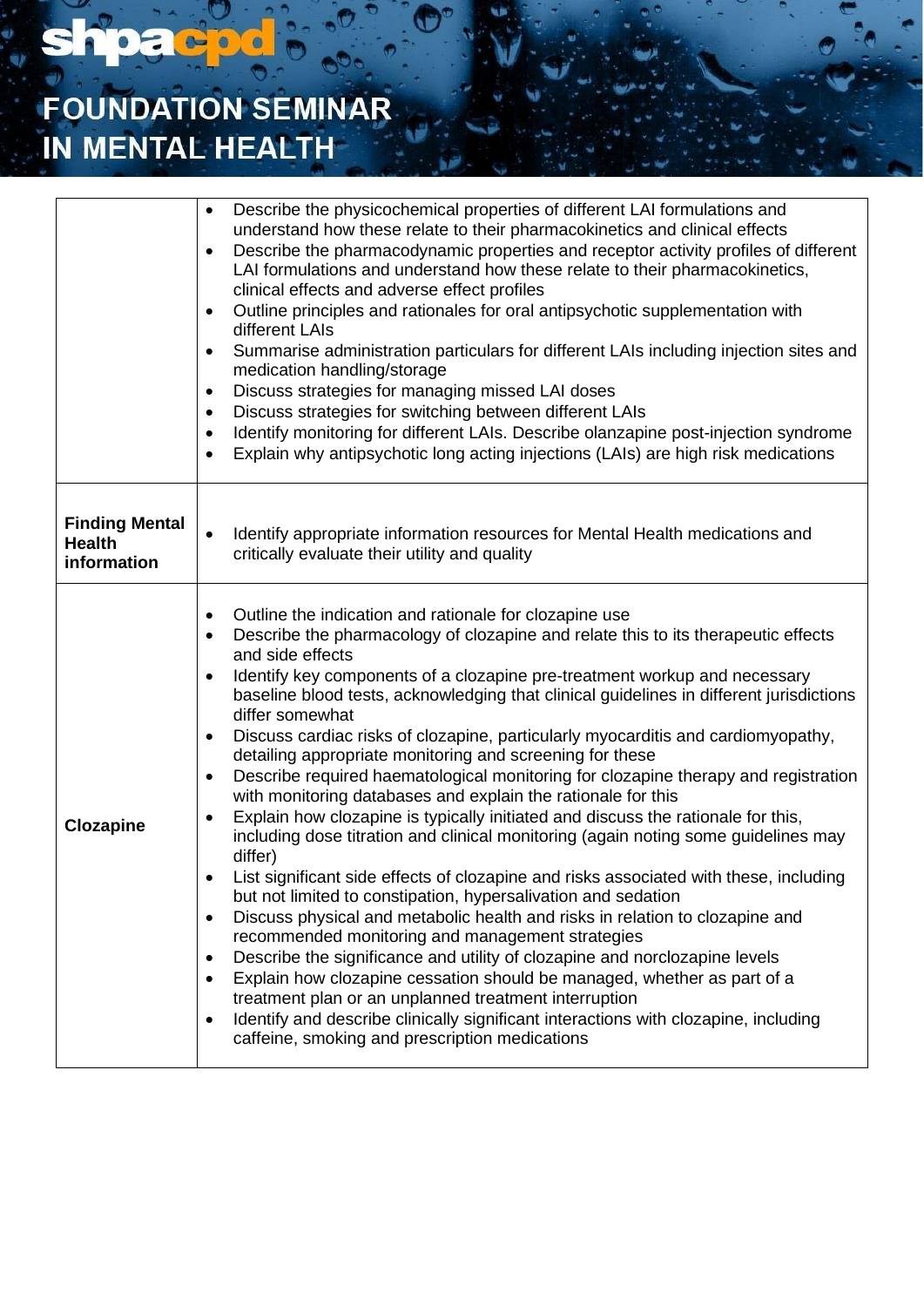| | |
|---|---|
| | • Describe the physicochemical properties of different LAI formulations and understand how these relate to their pharmacokinetics and clinical effects<br>• Describe the pharmacodynamic properties and receptor activity profiles of different LAI formulations and understand how these relate to their pharmacokinetics, clinical effects and adverse effect profiles<br>• Outline principles and rationales for oral antipsychotic supplementation with different LAIs<br>• Summarise administration particulars for different LAIs including injection sites and medication handling/storage<br>• Discuss strategies for managing missed LAI doses<br>• Discuss strategies for switching between different LAIs<br>• Identify monitoring for different LAIs. Describe olanzapine post-injection syndrome<br>• Explain why antipsychotic long acting injections (LAIs) are high risk medications |
| **Finding Mental Health information** | • Identify appropriate information resources for Mental Health medications and critically evaluate their utility and quality |
| **Clozapine** | • Outline the indication and rationale for clozapine use<br>• Describe the pharmacology of clozapine and relate this to its therapeutic effects and side effects<br>• Identify key components of a clozapine pre-treatment workup and necessary baseline blood tests, acknowledging that clinical guidelines in different jurisdictions differ somewhat<br>• Discuss cardiac risks of clozapine, particularly myocarditis and cardiomyopathy, detailing appropriate monitoring and screening for these<br>• Describe required haematological monitoring for clozapine therapy and registration with monitoring databases and explain the rationale for this<br>• Explain how clozapine is typically initiated and discuss the rationale for this, including dose titration and clinical monitoring (again noting some guidelines may differ)<br>• List significant side effects of clozapine and risks associated with these, including but not limited to constipation, hypersalivation and sedation<br>• Discuss physical and metabolic health and risks in relation to clozapine and recommended monitoring and management strategies<br>• Describe the significance and utility of clozapine and norclozapine levels<br>• Explain how clozapine cessation should be managed, whether as part of a treatment plan or an unplanned treatment interruption<br>• Identify and describe clinically significant interactions with clozapine, including caffeine, smoking and prescription medications |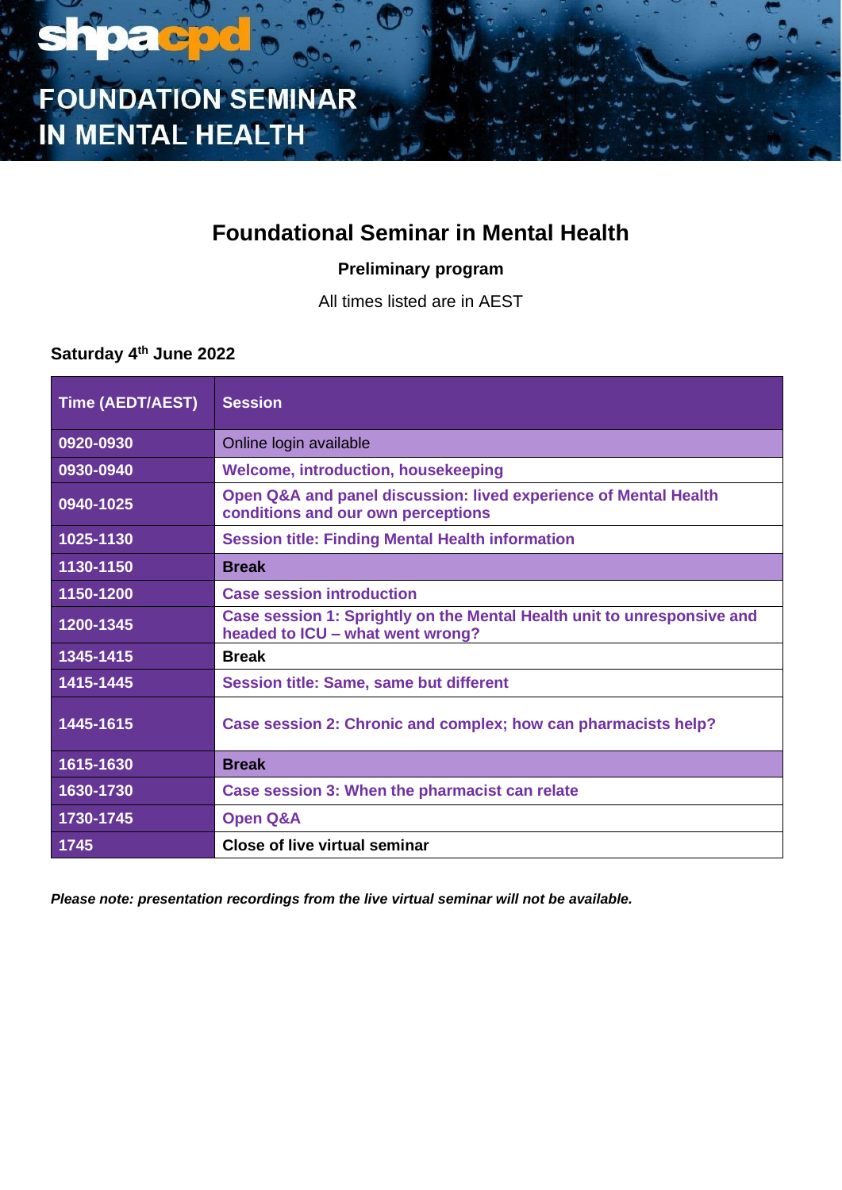# shpacpd

# FOUNDATION SEMINAR IN MENTAL HEALTH

## Foundational Seminar in Mental Health

**Preliminary program**

All times listed are in AEST

**Saturday 4th June 2022**

| Time (AEDT/AEST) | Session |
|---|---|
| 0920-0930 | Online login available |
| 0930-0940 | Welcome, introduction, housekeeping |
| 0940-1025 | Open Q&A and panel discussion: lived experience of Mental Health conditions and our own perceptions |
| 1025-1130 | Session title: Finding Mental Health information |
| 1130-1150 | **Break** |
| 1150-1200 | Case session introduction |
| 1200-1345 | Case session 1: Sprightly on the Mental Health unit to unresponsive and headed to ICU – what went wrong? |
| 1345-1415 | **Break** |
| 1415-1445 | Session title: Same, same but different |
| 1445-1615 | Case session 2: Chronic and complex; how can pharmacists help? |
| 1615-1630 | **Break** |
| 1630-1730 | Case session 3: When the pharmacist can relate |
| 1730-1745 | Open Q&A |
| 1745 | **Close of live virtual seminar** |

***Please note: presentation recordings from the live virtual seminar will not be available.***